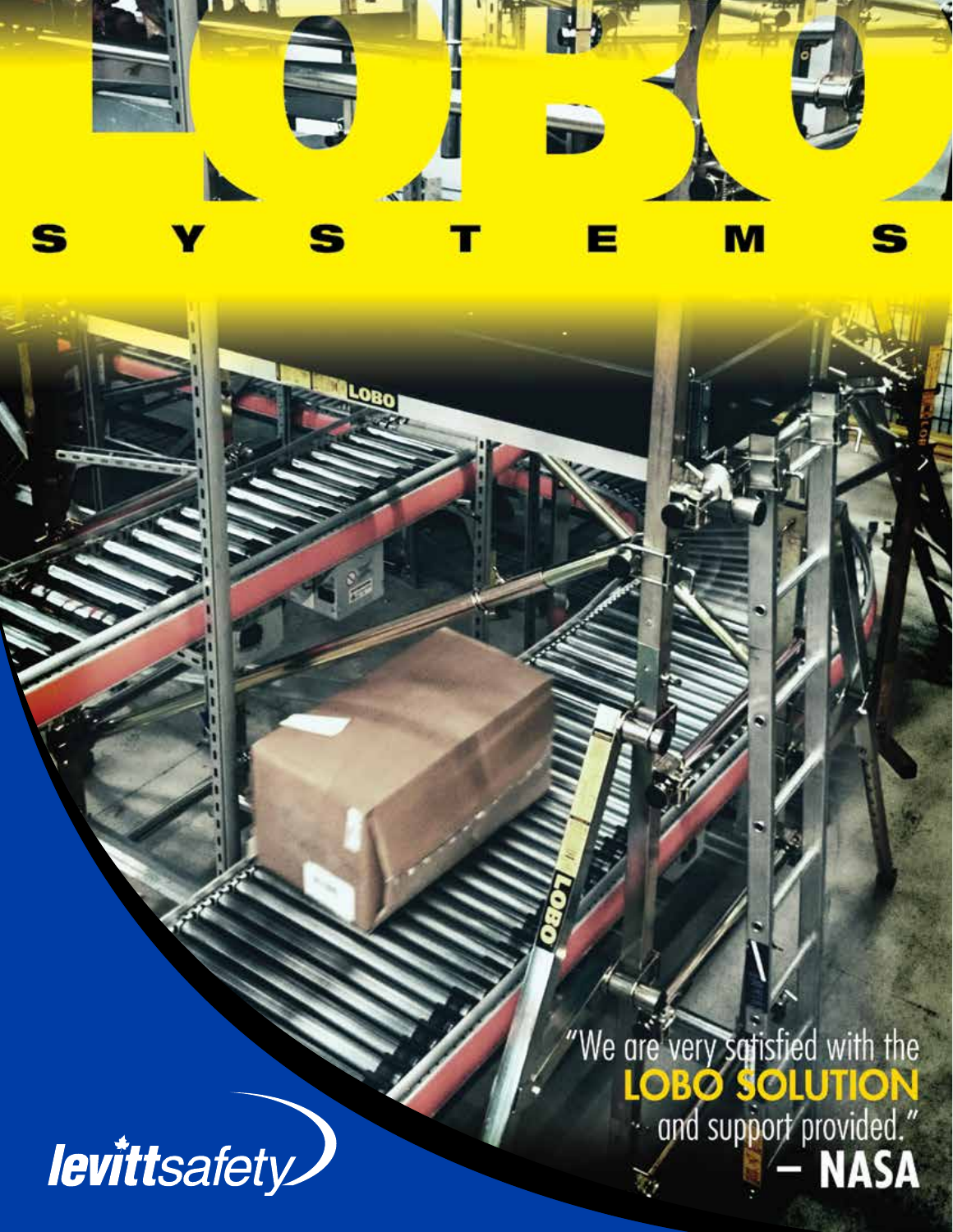# LOBO

## SYSTEMS

"We are very satisfied with the **LOBO SOLUTION** and support provided."
**– NASA**

levittsafety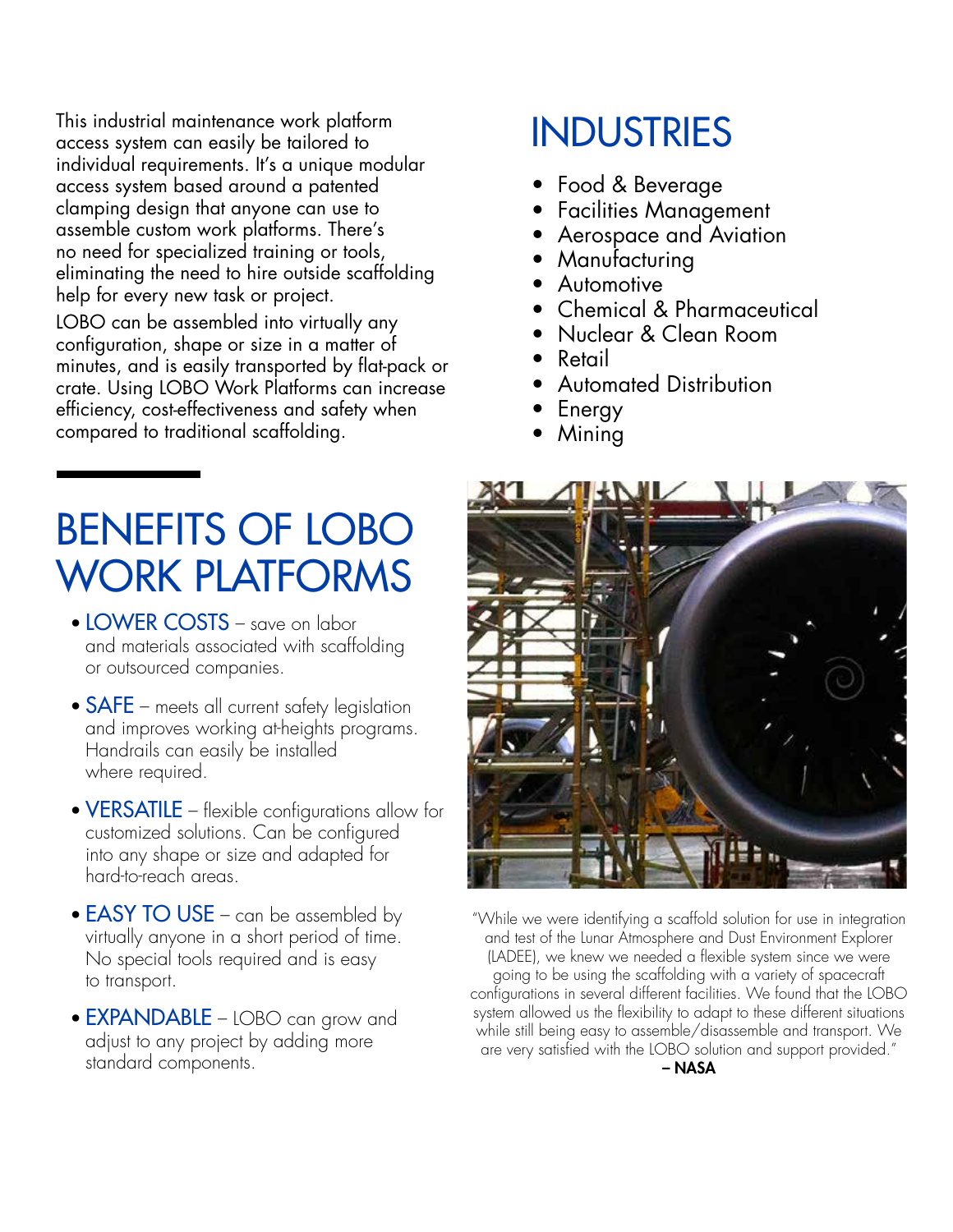This industrial maintenance work platform access system can easily be tailored to individual requirements. It's a unique modular access system based around a patented clamping design that anyone can use to assemble custom work platforms. There's no need for specialized training or tools, eliminating the need to hire outside scaffolding help for every new task or project.

LOBO can be assembled into virtually any configuration, shape or size in a matter of minutes, and is easily transported by flat-pack or crate. Using LOBO Work Platforms can increase efficiency, cost-effectiveness and safety when compared to traditional scaffolding.

# BENEFITS OF LOBO WORK PLATFORMS

- **LOWER COSTS** – save on labor and materials associated with scaffolding or outsourced companies.
- **SAFE** – meets all current safety legislation and improves working at-heights programs. Handrails can easily be installed where required.
- **VERSATILE** – flexible configurations allow for customized solutions. Can be configured into any shape or size and adapted for hard-to-reach areas.
- **EASY TO USE** – can be assembled by virtually anyone in a short period of time. No special tools required and is easy to transport.
- **EXPANDABLE** – LOBO can grow and adjust to any project by adding more standard components.

# INDUSTRIES

- Food & Beverage
- Facilities Management
- Aerospace and Aviation
- Manufacturing
- Automotive
- Chemical & Pharmaceutical
- Nuclear & Clean Room
- Retail
- Automated Distribution
- Energy
- Mining

"While we were identifying a scaffold solution for use in integration and test of the Lunar Atmosphere and Dust Environment Explorer (LADEE), we knew we needed a flexible system since we were going to be using the scaffolding with a variety of spacecraft configurations in several different facilities. We found that the LOBO system allowed us the flexibility to adapt to these different situations while still being easy to assemble/disassemble and transport. We are very satisfied with the LOBO solution and support provided."

**– NASA**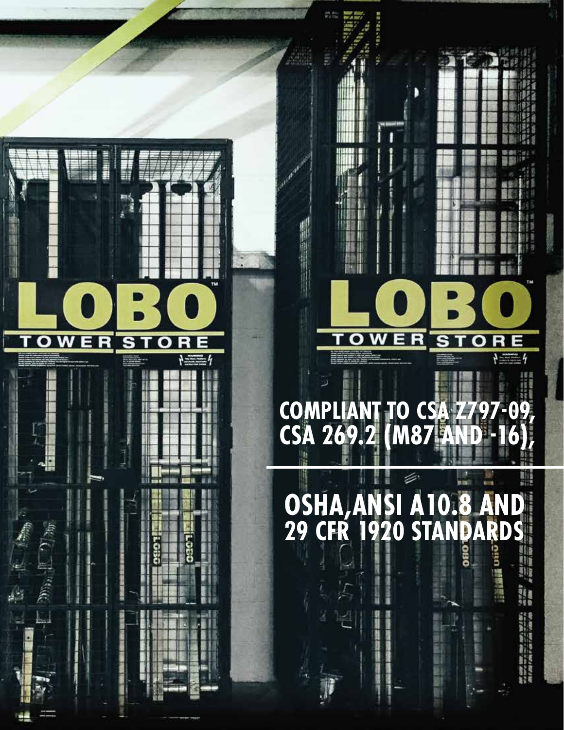**COMPLIANT TO CSA Z797-09, CSA 269.2 (M87 AND -16),**

**OSHA,ANSI A10.8 AND 29 CFR 1920 STANDARDS**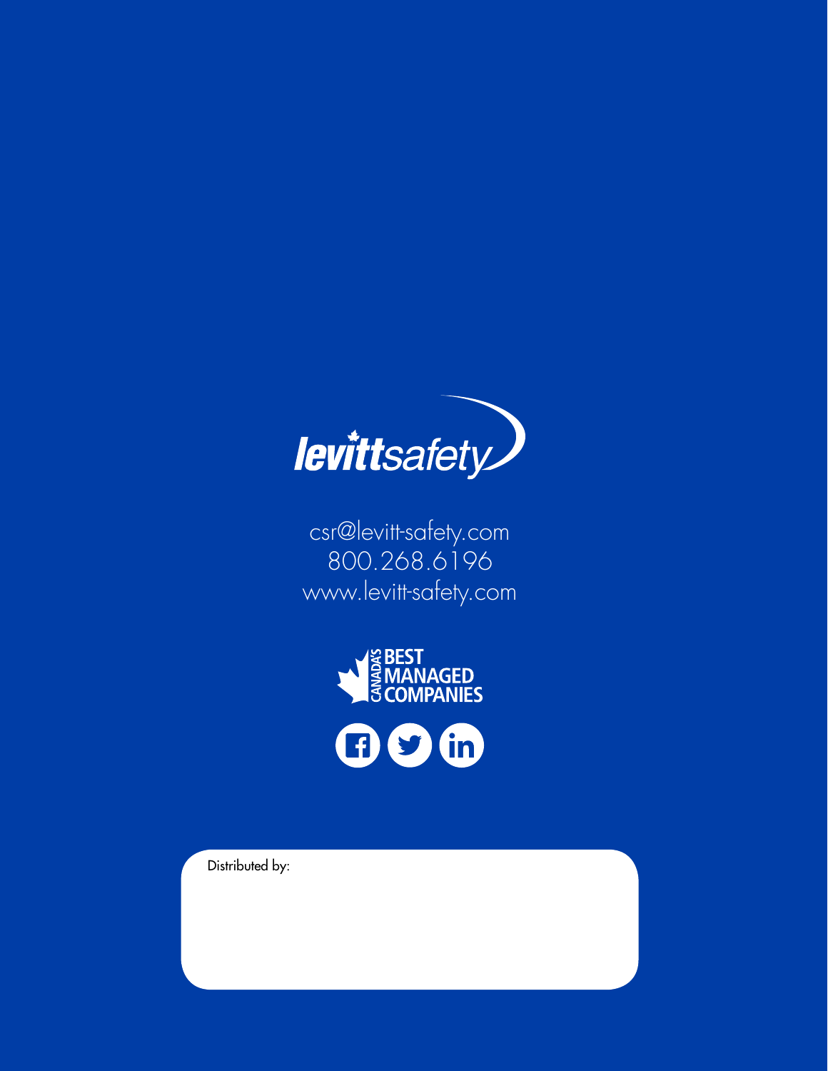levittsafety

csr@levitt-safety.com
800.268.6196
www.levitt-safety.com

CANADA'S BEST MANAGED COMPANIES

Distributed by: